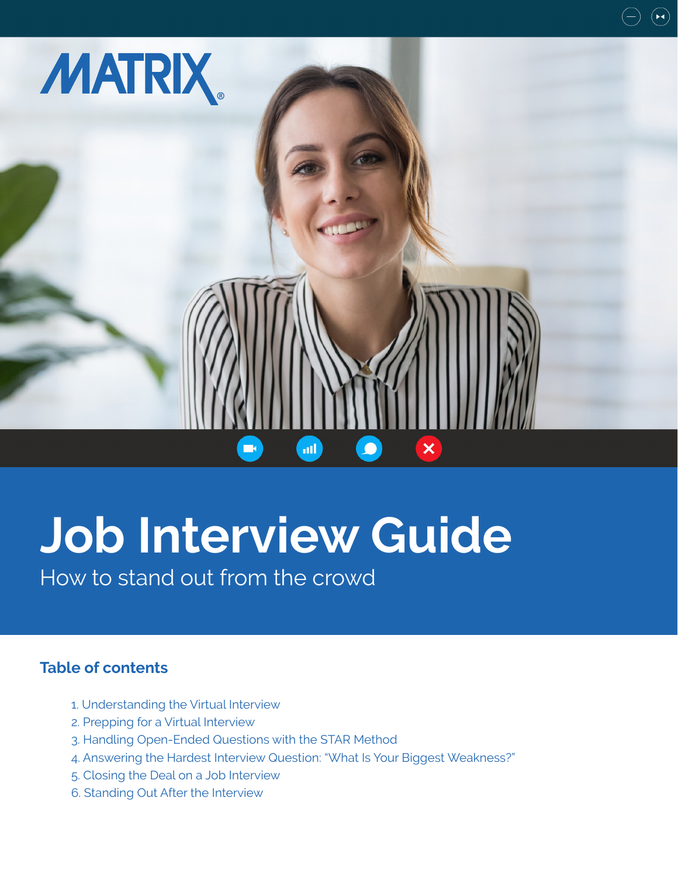MATRIX®

# Job Interview Guide

How to stand out from the crowd

## Table of contents

1. Understanding the Virtual Interview
2. Prepping for a Virtual Interview
3. Handling Open-Ended Questions with the STAR Method
4. Answering the Hardest Interview Question: "What Is Your Biggest Weakness?"
5. Closing the Deal on a Job Interview
6. Standing Out After the Interview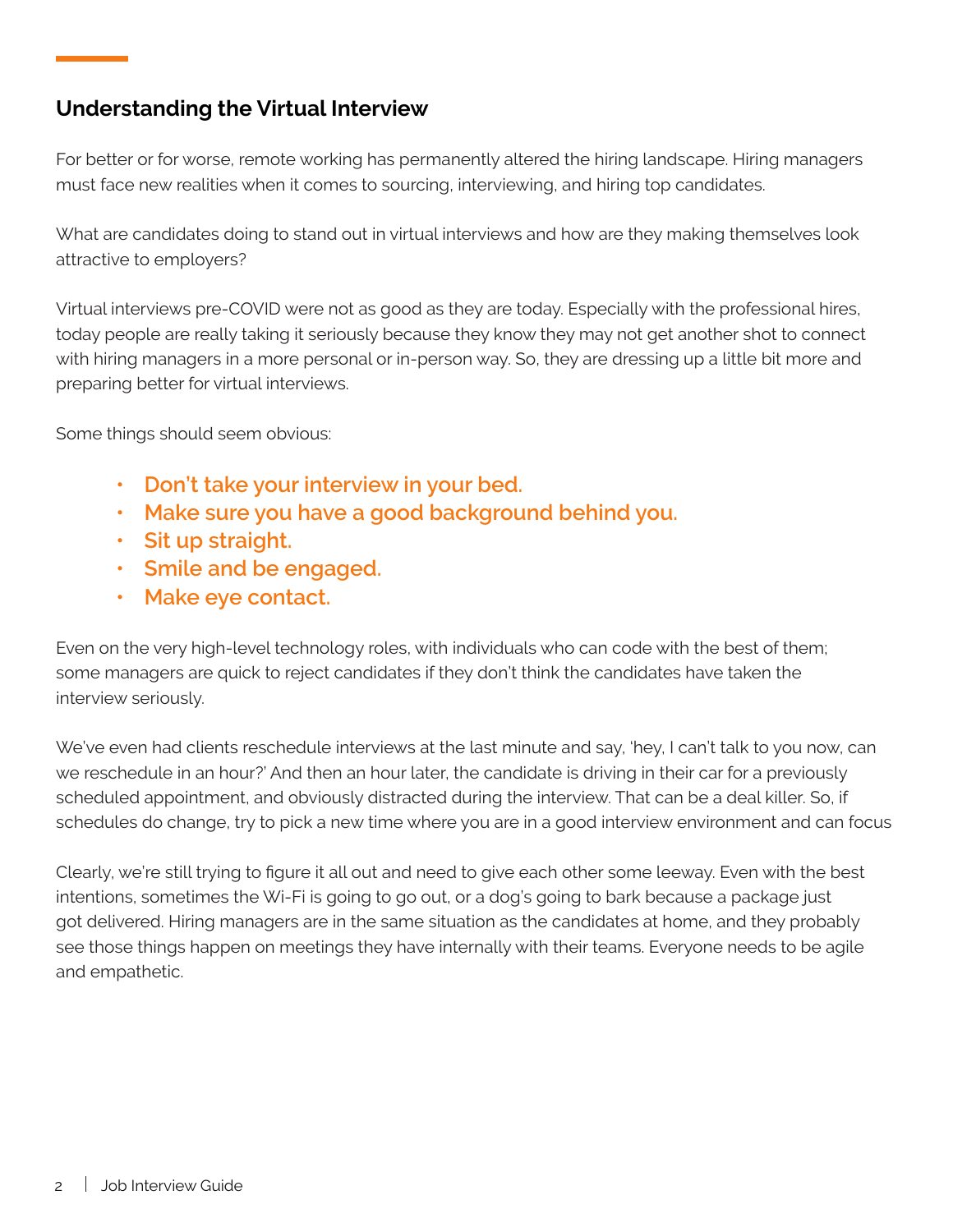## Understanding the Virtual Interview

For better or for worse, remote working has permanently altered the hiring landscape. Hiring managers must face new realities when it comes to sourcing, interviewing, and hiring top candidates.

What are candidates doing to stand out in virtual interviews and how are they making themselves look attractive to employers?

Virtual interviews pre-COVID were not as good as they are today. Especially with the professional hires, today people are really taking it seriously because they know they may not get another shot to connect with hiring managers in a more personal or in-person way. So, they are dressing up a little bit more and preparing better for virtual interviews.

Some things should seem obvious:

- **Don't take your interview in your bed.**
- **Make sure you have a good background behind you.**
- **Sit up straight.**
- **Smile and be engaged.**
- **Make eye contact.**

Even on the very high-level technology roles, with individuals who can code with the best of them; some managers are quick to reject candidates if they don't think the candidates have taken the interview seriously.

We've even had clients reschedule interviews at the last minute and say, 'hey, I can't talk to you now, can we reschedule in an hour?' And then an hour later, the candidate is driving in their car for a previously scheduled appointment, and obviously distracted during the interview. That can be a deal killer. So, if schedules do change, try to pick a new time where you are in a good interview environment and can focus

Clearly, we're still trying to figure it all out and need to give each other some leeway. Even with the best intentions, sometimes the Wi-Fi is going to go out, or a dog's going to bark because a package just got delivered. Hiring managers are in the same situation as the candidates at home, and they probably see those things happen on meetings they have internally with their teams. Everyone needs to be agile and empathetic.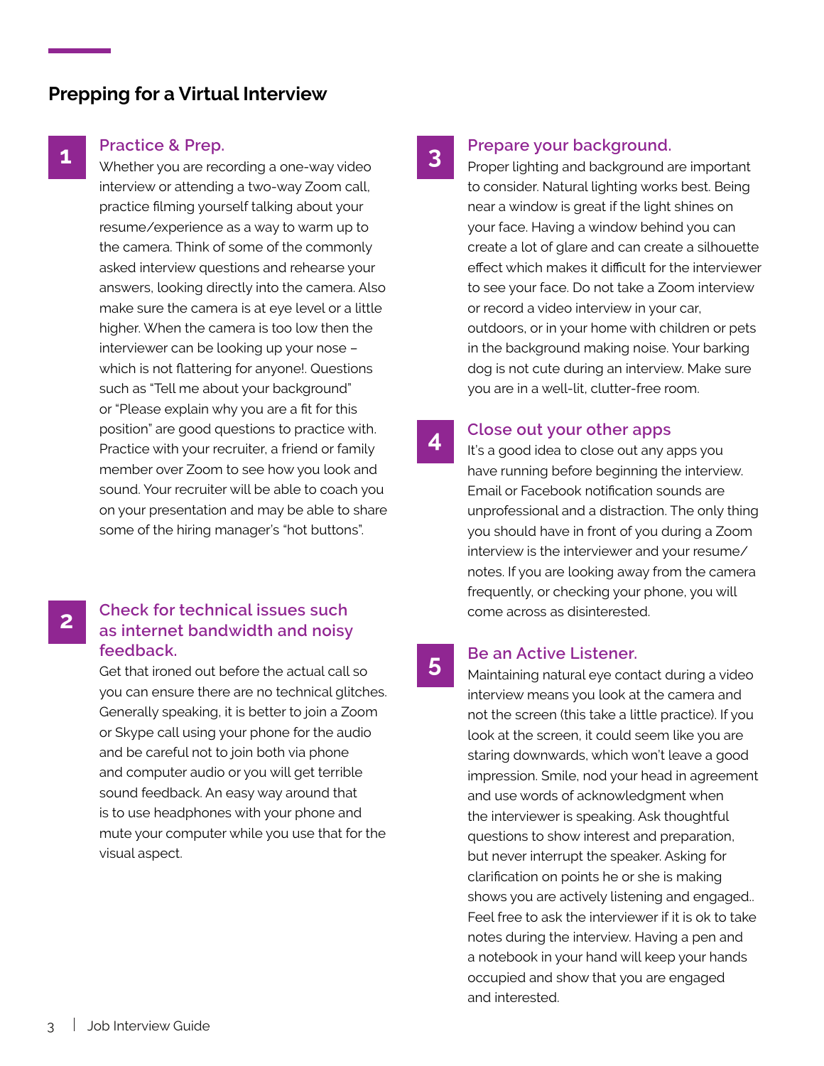## Prepping for a Virtual Interview

### 1 Practice & Prep.

Whether you are recording a one-way video interview or attending a two-way Zoom call, practice filming yourself talking about your resume/experience as a way to warm up to the camera. Think of some of the commonly asked interview questions and rehearse your answers, looking directly into the camera. Also make sure the camera is at eye level or a little higher. When the camera is too low then the interviewer can be looking up your nose – which is not flattering for anyone!. Questions such as "Tell me about your background" or "Please explain why you are a fit for this position" are good questions to practice with. Practice with your recruiter, a friend or family member over Zoom to see how you look and sound. Your recruiter will be able to coach you on your presentation and may be able to share some of the hiring manager's "hot buttons".

### 2 Check for technical issues such as internet bandwidth and noisy feedback.

Get that ironed out before the actual call so you can ensure there are no technical glitches. Generally speaking, it is better to join a Zoom or Skype call using your phone for the audio and be careful not to join both via phone and computer audio or you will get terrible sound feedback. An easy way around that is to use headphones with your phone and mute your computer while you use that for the visual aspect.

### 3 Prepare your background.

Proper lighting and background are important to consider. Natural lighting works best. Being near a window is great if the light shines on your face. Having a window behind you can create a lot of glare and can create a silhouette effect which makes it difficult for the interviewer to see your face. Do not take a Zoom interview or record a video interview in your car, outdoors, or in your home with children or pets in the background making noise. Your barking dog is not cute during an interview. Make sure you are in a well-lit, clutter-free room.

### 4 Close out your other apps

It's a good idea to close out any apps you have running before beginning the interview. Email or Facebook notification sounds are unprofessional and a distraction. The only thing you should have in front of you during a Zoom interview is the interviewer and your resume/notes. If you are looking away from the camera frequently, or checking your phone, you will come across as disinterested.

### 5 Be an Active Listener.

Maintaining natural eye contact during a video interview means you look at the camera and not the screen (this take a little practice). If you look at the screen, it could seem like you are staring downwards, which won't leave a good impression. Smile, nod your head in agreement and use words of acknowledgment when the interviewer is speaking. Ask thoughtful questions to show interest and preparation, but never interrupt the speaker. Asking for clarification on points he or she is making shows you are actively listening and engaged.. Feel free to ask the interviewer if it is ok to take notes during the interview. Having a pen and a notebook in your hand will keep your hands occupied and show that you are engaged and interested.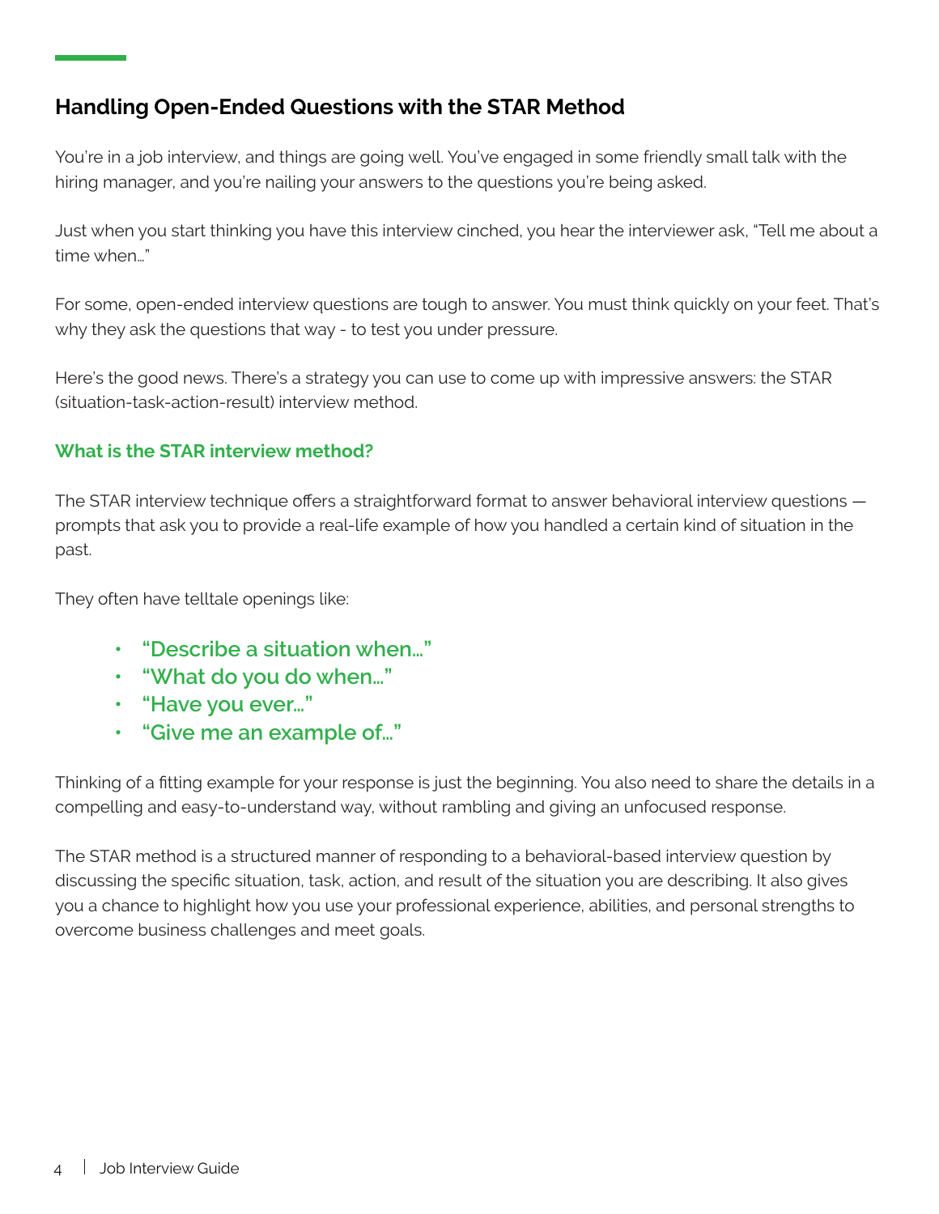## Handling Open-Ended Questions with the STAR Method

You're in a job interview, and things are going well. You've engaged in some friendly small talk with the hiring manager, and you're nailing your answers to the questions you're being asked.

Just when you start thinking you have this interview cinched, you hear the interviewer ask, "Tell me about a time when…"

For some, open-ended interview questions are tough to answer. You must think quickly on your feet. That's why they ask the questions that way - to test you under pressure.

Here's the good news. There's a strategy you can use to come up with impressive answers: the STAR (situation-task-action-result) interview method.

### What is the STAR interview method?

The STAR interview technique offers a straightforward format to answer behavioral interview questions — prompts that ask you to provide a real-life example of how you handled a certain kind of situation in the past.

They often have telltale openings like:

- **"Describe a situation when…"**
- **"What do you do when…"**
- **"Have you ever…"**
- **"Give me an example of…"**

Thinking of a fitting example for your response is just the beginning. You also need to share the details in a compelling and easy-to-understand way, without rambling and giving an unfocused response.

The STAR method is a structured manner of responding to a behavioral-based interview question by discussing the specific situation, task, action, and result of the situation you are describing. It also gives you a chance to highlight how you use your professional experience, abilities, and personal strengths to overcome business challenges and meet goals.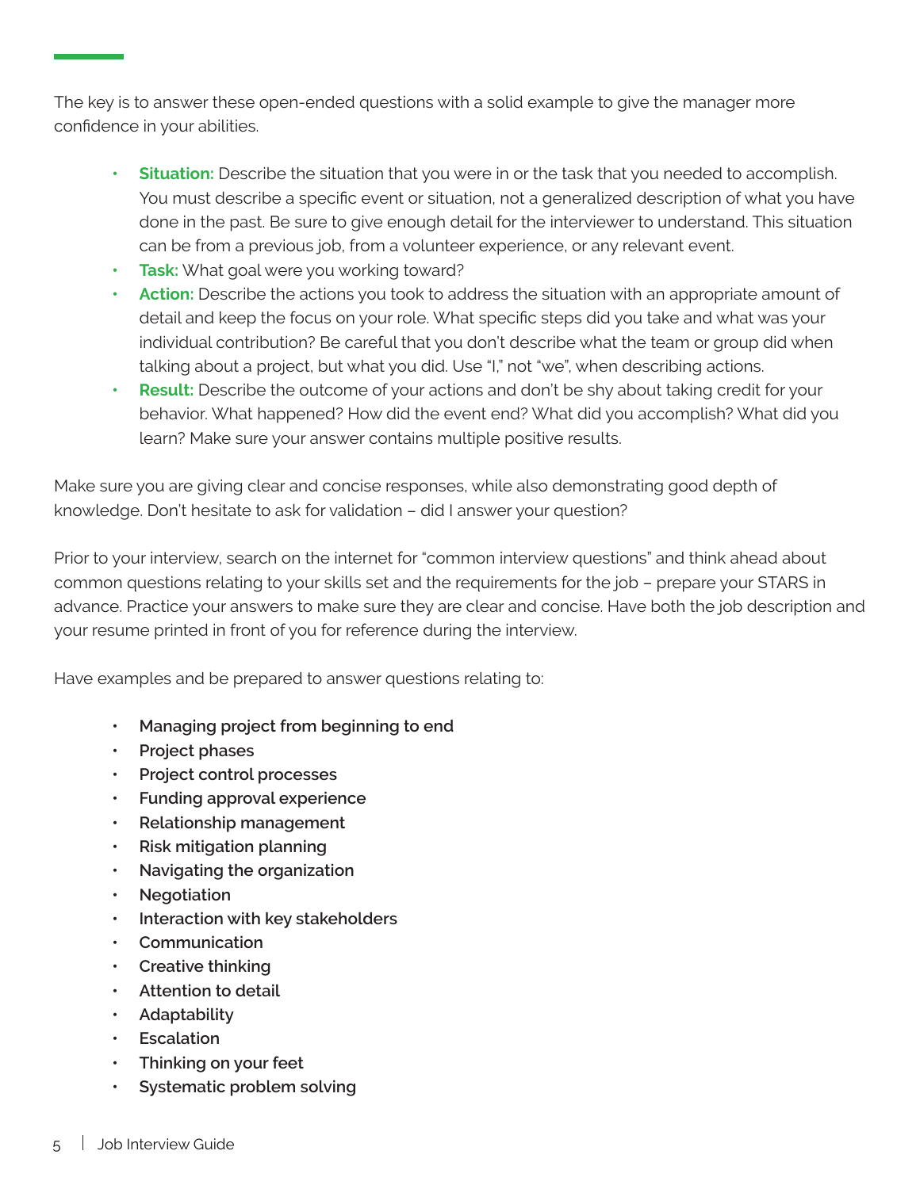The key is to answer these open-ended questions with a solid example to give the manager more confidence in your abilities.

- **Situation:** Describe the situation that you were in or the task that you needed to accomplish. You must describe a specific event or situation, not a generalized description of what you have done in the past. Be sure to give enough detail for the interviewer to understand. This situation can be from a previous job, from a volunteer experience, or any relevant event.
- **Task:** What goal were you working toward?
- **Action:** Describe the actions you took to address the situation with an appropriate amount of detail and keep the focus on your role. What specific steps did you take and what was your individual contribution? Be careful that you don't describe what the team or group did when talking about a project, but what you did. Use "I," not "we", when describing actions.
- **Result:** Describe the outcome of your actions and don't be shy about taking credit for your behavior. What happened? How did the event end? What did you accomplish? What did you learn? Make sure your answer contains multiple positive results.

Make sure you are giving clear and concise responses, while also demonstrating good depth of knowledge. Don't hesitate to ask for validation – did I answer your question?

Prior to your interview, search on the internet for "common interview questions" and think ahead about common questions relating to your skills set and the requirements for the job – prepare your STARS in advance. Practice your answers to make sure they are clear and concise. Have both the job description and your resume printed in front of you for reference during the interview.

Have examples and be prepared to answer questions relating to:

- **Managing project from beginning to end**
- **Project phases**
- **Project control processes**
- **Funding approval experience**
- **Relationship management**
- **Risk mitigation planning**
- **Navigating the organization**
- **Negotiation**
- **Interaction with key stakeholders**
- **Communication**
- **Creative thinking**
- **Attention to detail**
- **Adaptability**
- **Escalation**
- **Thinking on your feet**
- **Systematic problem solving**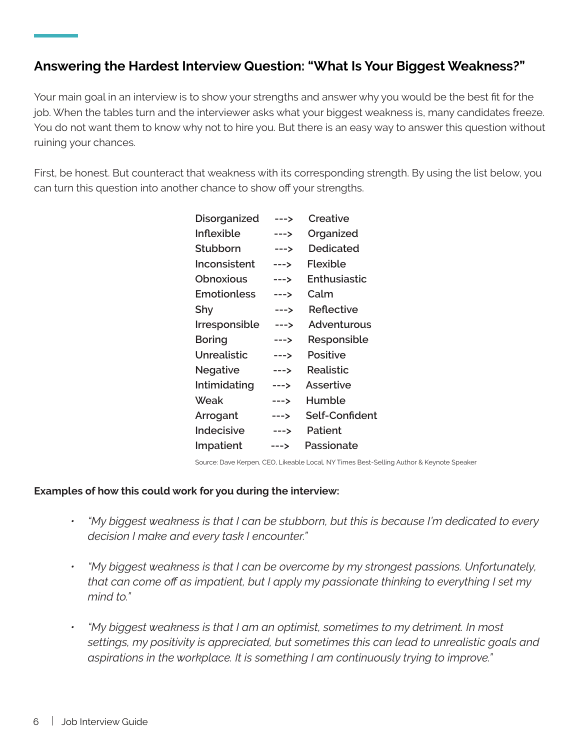## Answering the Hardest Interview Question: "What Is Your Biggest Weakness?"

Your main goal in an interview is to show your strengths and answer why you would be the best fit for the job. When the tables turn and the interviewer asks what your biggest weakness is, many candidates freeze. You do not want them to know why not to hire you. But there is an easy way to answer this question without ruining your chances.

First, be honest. But counteract that weakness with its corresponding strength. By using the list below, you can turn this question into another chance to show off your strengths.

| | | |
|---|---|---|
| Disorganized | ---> | Creative |
| Inflexible | ---> | Organized |
| Stubborn | ---> | Dedicated |
| Inconsistent | ---> | Flexible |
| Obnoxious | ---> | Enthusiastic |
| Emotionless | ---> | Calm |
| Shy | ---> | Reflective |
| Irresponsible | ---> | Adventurous |
| Boring | ---> | Responsible |
| Unrealistic | ---> | Positive |
| Negative | ---> | Realistic |
| Intimidating | ---> | Assertive |
| Weak | ---> | Humble |
| Arrogant | ---> | Self-Confident |
| Indecisive | ---> | Patient |
| Impatient | ---> | Passionate |

Source: Dave Kerpen, CEO, Likeable Local, NY Times Best-Selling Author & Keynote Speaker

**Examples of how this could work for you during the interview:**

- *"My biggest weakness is that I can be stubborn, but this is because I'm dedicated to every decision I make and every task I encounter."*
- *"My biggest weakness is that I can be overcome by my strongest passions. Unfortunately, that can come off as impatient, but I apply my passionate thinking to everything I set my mind to."*
- *"My biggest weakness is that I am an optimist, sometimes to my detriment. In most settings, my positivity is appreciated, but sometimes this can lead to unrealistic goals and aspirations in the workplace. It is something I am continuously trying to improve."*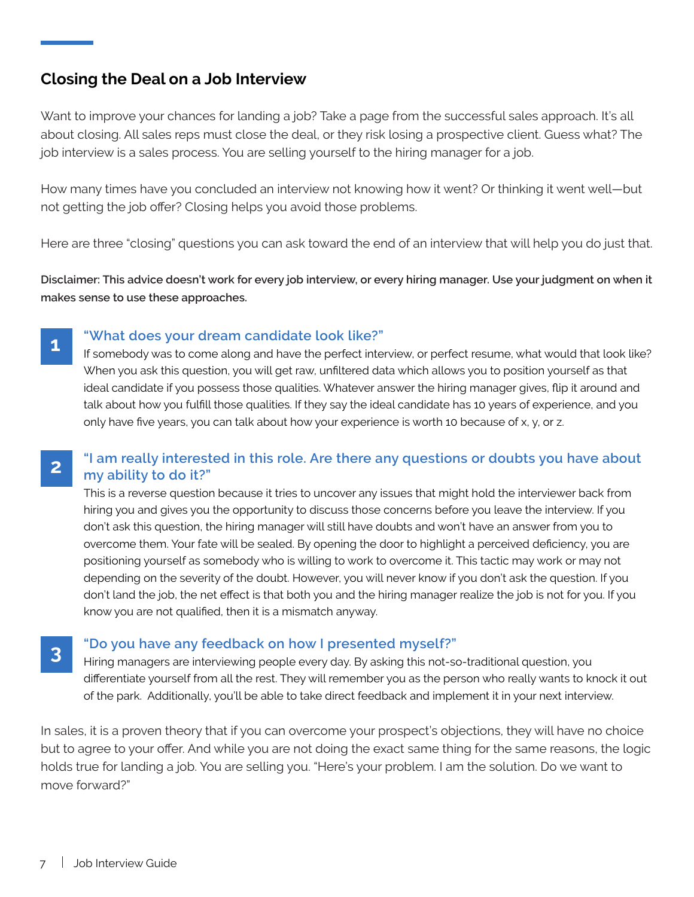## Closing the Deal on a Job Interview

Want to improve your chances for landing a job? Take a page from the successful sales approach. It's all about closing. All sales reps must close the deal, or they risk losing a prospective client. Guess what? The job interview is a sales process. You are selling yourself to the hiring manager for a job.

How many times have you concluded an interview not knowing how it went? Or thinking it went well—but not getting the job offer? Closing helps you avoid those problems.

Here are three "closing" questions you can ask toward the end of an interview that will help you do just that.

**Disclaimer: This advice doesn't work for every job interview, or every hiring manager. Use your judgment on when it makes sense to use these approaches.**

### 1 "What does your dream candidate look like?"

If somebody was to come along and have the perfect interview, or perfect resume, what would that look like? When you ask this question, you will get raw, unfiltered data which allows you to position yourself as that ideal candidate if you possess those qualities. Whatever answer the hiring manager gives, flip it around and talk about how you fulfill those qualities. If they say the ideal candidate has 10 years of experience, and you only have five years, you can talk about how your experience is worth 10 because of x, y, or z.

### 2 "I am really interested in this role. Are there any questions or doubts you have about my ability to do it?"

This is a reverse question because it tries to uncover any issues that might hold the interviewer back from hiring you and gives you the opportunity to discuss those concerns before you leave the interview. If you don't ask this question, the hiring manager will still have doubts and won't have an answer from you to overcome them. Your fate will be sealed. By opening the door to highlight a perceived deficiency, you are positioning yourself as somebody who is willing to work to overcome it. This tactic may work or may not depending on the severity of the doubt. However, you will never know if you don't ask the question. If you don't land the job, the net effect is that both you and the hiring manager realize the job is not for you. If you know you are not qualified, then it is a mismatch anyway.

### 3 "Do you have any feedback on how I presented myself?"

Hiring managers are interviewing people every day. By asking this not-so-traditional question, you differentiate yourself from all the rest. They will remember you as the person who really wants to knock it out of the park. Additionally, you'll be able to take direct feedback and implement it in your next interview.

In sales, it is a proven theory that if you can overcome your prospect's objections, they will have no choice but to agree to your offer. And while you are not doing the exact same thing for the same reasons, the logic holds true for landing a job. You are selling you. "Here's your problem. I am the solution. Do we want to move forward?"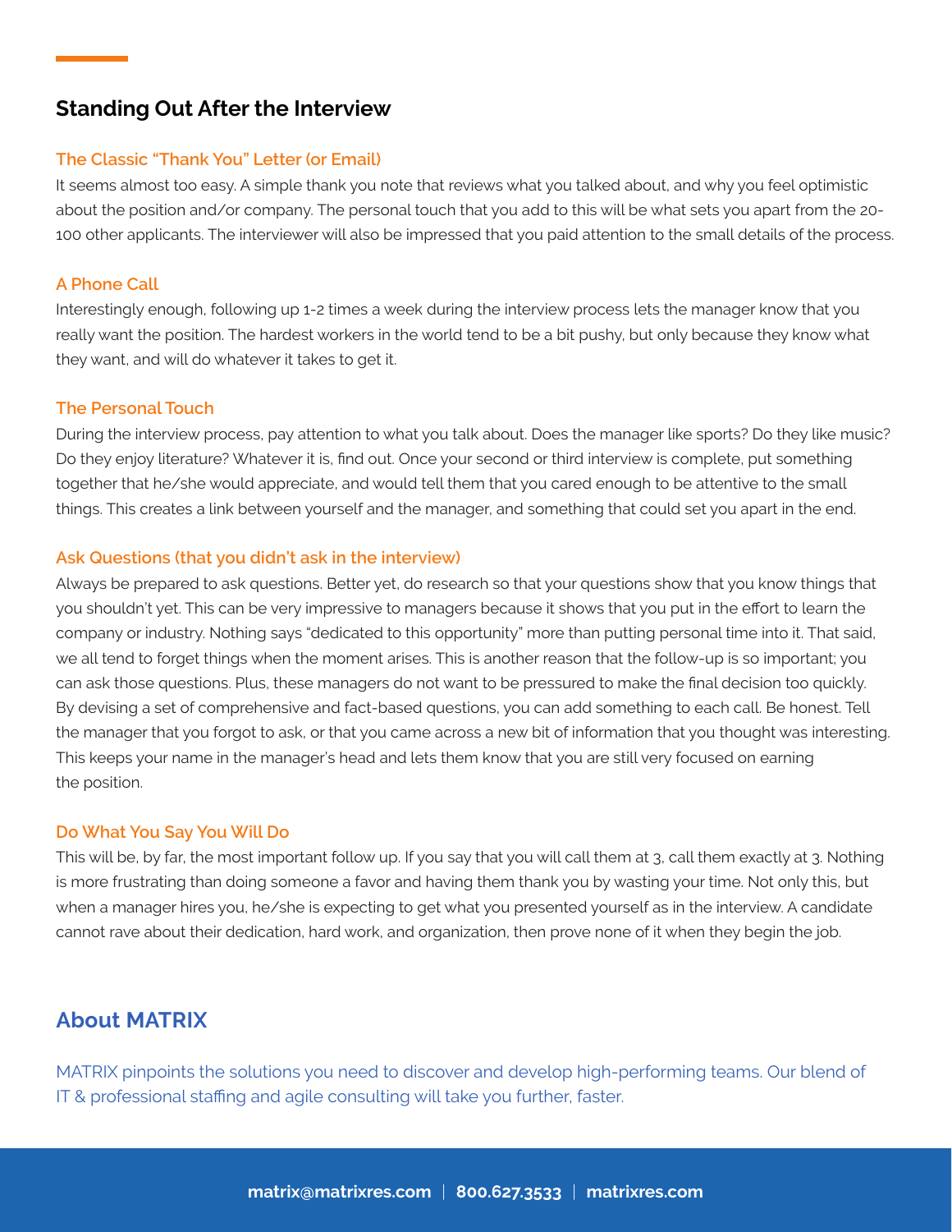## Standing Out After the Interview

### The Classic "Thank You" Letter (or Email)

It seems almost too easy. A simple thank you note that reviews what you talked about, and why you feel optimistic about the position and/or company. The personal touch that you add to this will be what sets you apart from the 20-100 other applicants. The interviewer will also be impressed that you paid attention to the small details of the process.

### A Phone Call

Interestingly enough, following up 1-2 times a week during the interview process lets the manager know that you really want the position. The hardest workers in the world tend to be a bit pushy, but only because they know what they want, and will do whatever it takes to get it.

### The Personal Touch

During the interview process, pay attention to what you talk about. Does the manager like sports? Do they like music? Do they enjoy literature? Whatever it is, find out. Once your second or third interview is complete, put something together that he/she would appreciate, and would tell them that you cared enough to be attentive to the small things. This creates a link between yourself and the manager, and something that could set you apart in the end.

### Ask Questions (that you didn't ask in the interview)

Always be prepared to ask questions. Better yet, do research so that your questions show that you know things that you shouldn't yet. This can be very impressive to managers because it shows that you put in the effort to learn the company or industry. Nothing says "dedicated to this opportunity" more than putting personal time into it. That said, we all tend to forget things when the moment arises. This is another reason that the follow-up is so important; you can ask those questions. Plus, these managers do not want to be pressured to make the final decision too quickly. By devising a set of comprehensive and fact-based questions, you can add something to each call. Be honest. Tell the manager that you forgot to ask, or that you came across a new bit of information that you thought was interesting. This keeps your name in the manager's head and lets them know that you are still very focused on earning the position.

### Do What You Say You Will Do

This will be, by far, the most important follow up. If you say that you will call them at 3, call them exactly at 3. Nothing is more frustrating than doing someone a favor and having them thank you by wasting your time. Not only this, but when a manager hires you, he/she is expecting to get what you presented yourself as in the interview. A candidate cannot rave about their dedication, hard work, and organization, then prove none of it when they begin the job.

## About MATRIX

MATRIX pinpoints the solutions you need to discover and develop high-performing teams. Our blend of IT & professional staffing and agile consulting will take you further, faster.

matrix@matrixres.com | 800.627.3533 | matrixres.com